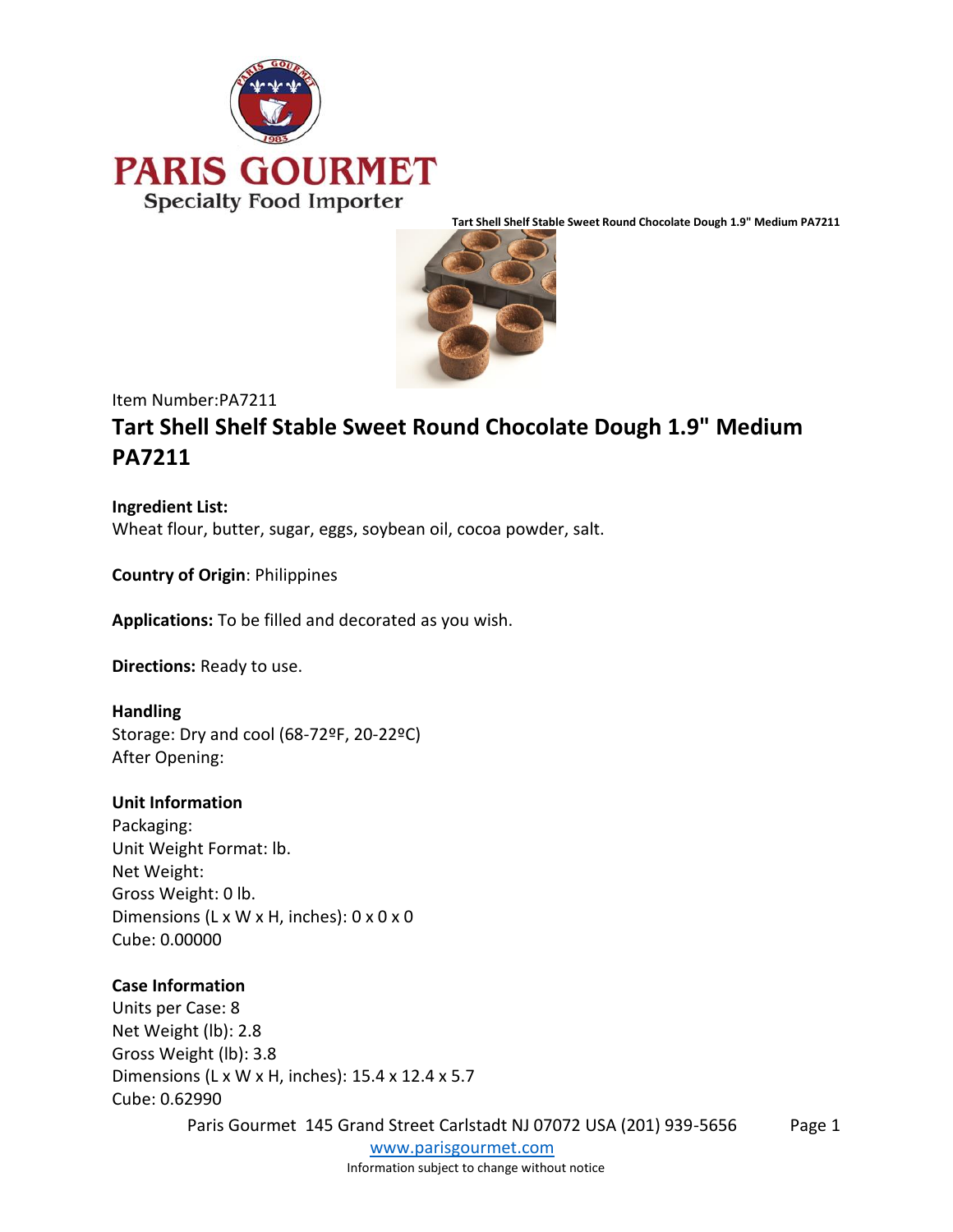PARIS GOURMET
Specialty Food Importer

Tart Shell Shelf Stable Sweet Round Chocolate Dough 1.9" Medium PA7211

Item Number:PA7211

# Tart Shell Shelf Stable Sweet Round Chocolate Dough 1.9" Medium PA7211

**Ingredient List:**
Wheat flour, butter, sugar, eggs, soybean oil, cocoa powder, salt.

**Country of Origin**: Philippines

**Applications:** To be filled and decorated as you wish.

**Directions:** Ready to use.

**Handling**
Storage: Dry and cool (68-72ºF, 20-22ºC)
After Opening:

**Unit Information**
Packaging:
Unit Weight Format: lb.
Net Weight:
Gross Weight: 0 lb.
Dimensions (L x W x H, inches): 0 x 0 x 0
Cube: 0.00000

**Case Information**
Units per Case: 8
Net Weight (lb): 2.8
Gross Weight (lb): 3.8
Dimensions (L x W x H, inches): 15.4 x 12.4 x 5.7
Cube: 0.62990

Paris Gourmet 145 Grand Street Carlstadt NJ 07072 USA (201) 939-5656
www.parisgourmet.com
Information subject to change without notice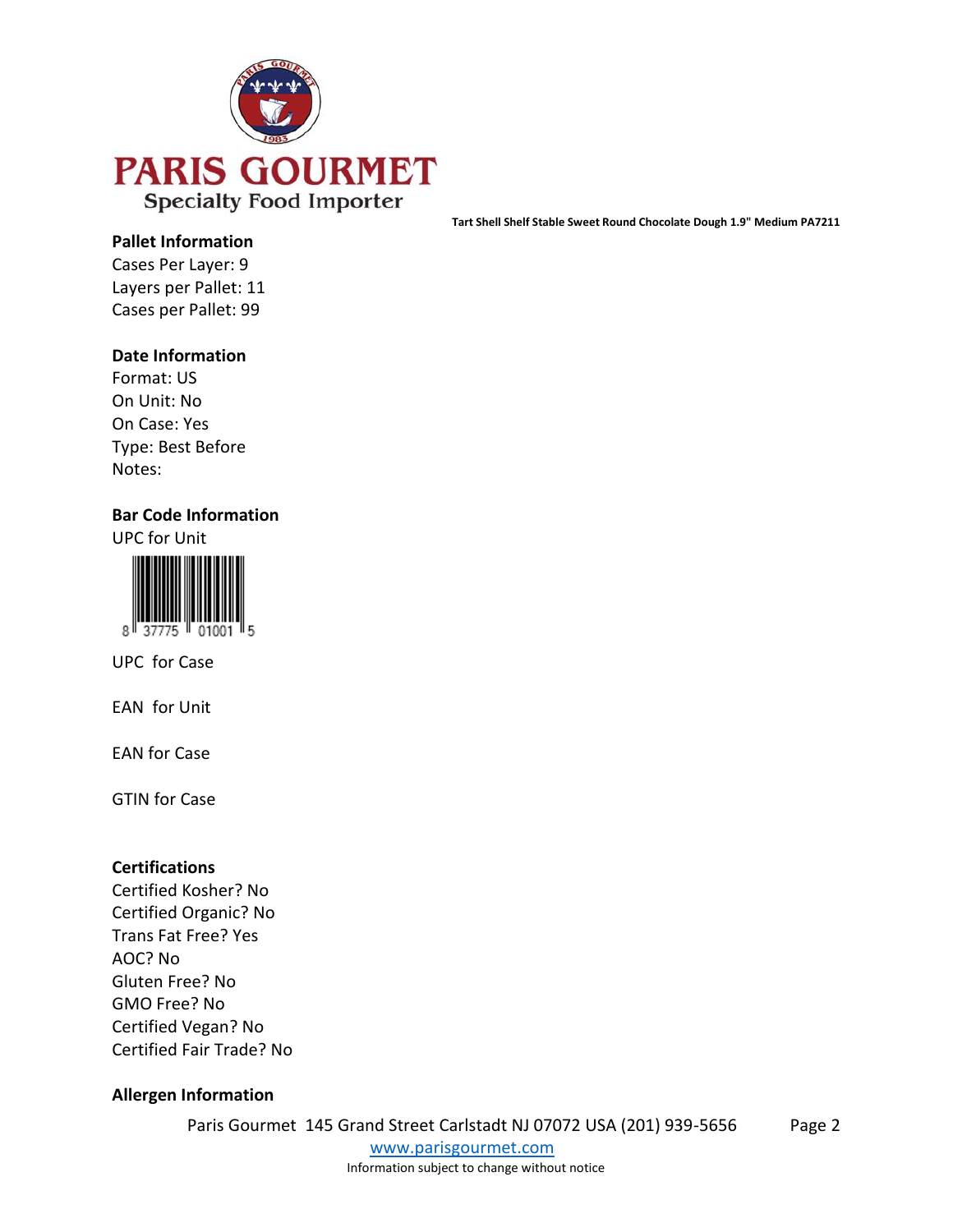Tart Shell Shelf Stable Sweet Round Chocolate Dough 1.9" Medium PA7211

**Pallet Information**

Cases Per Layer: 9
Layers per Pallet: 11
Cases per Pallet: 99

**Date Information**

Format: US
On Unit: No
On Case: Yes
Type: Best Before
Notes:

**Bar Code Information**

UPC for Unit

8 37775 01001 5

UPC for Case

EAN for Unit

EAN for Case

GTIN for Case

**Certifications**

Certified Kosher? No
Certified Organic? No
Trans Fat Free? Yes
AOC? No
Gluten Free? No
GMO Free? No
Certified Vegan? No
Certified Fair Trade? No

**Allergen Information**

Paris Gourmet 145 Grand Street Carlstadt NJ 07072 USA (201) 939-5656

www.parisgourmet.com

Information subject to change without notice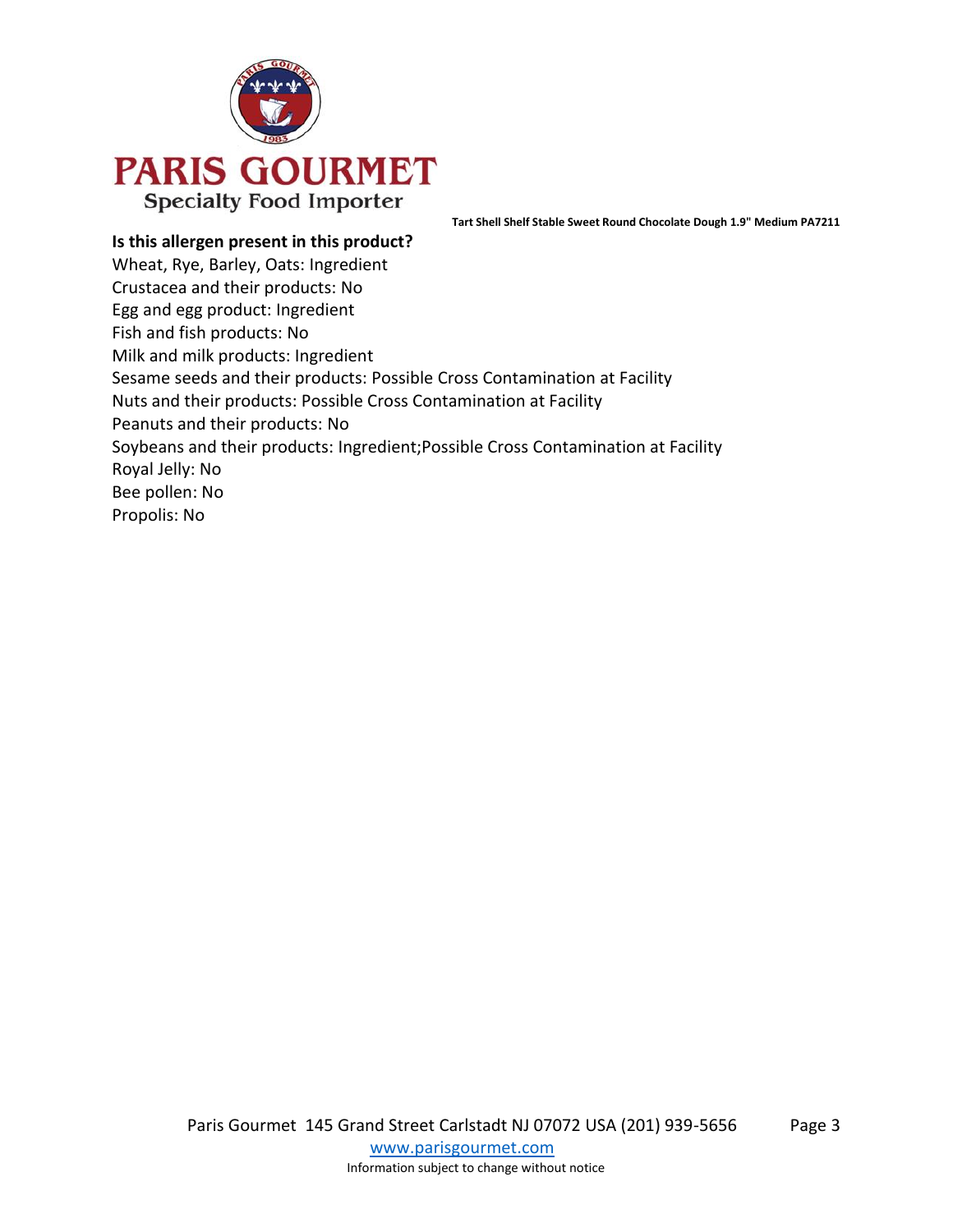Tart Shell Shelf Stable Sweet Round Chocolate Dough 1.9" Medium PA7211

**Is this allergen present in this product?**

Wheat, Rye, Barley, Oats: Ingredient
Crustacea and their products: No
Egg and egg product: Ingredient
Fish and fish products: No
Milk and milk products: Ingredient
Sesame seeds and their products: Possible Cross Contamination at Facility
Nuts and their products: Possible Cross Contamination at Facility
Peanuts and their products: No
Soybeans and their products: Ingredient;Possible Cross Contamination at Facility
Royal Jelly: No
Bee pollen: No
Propolis: No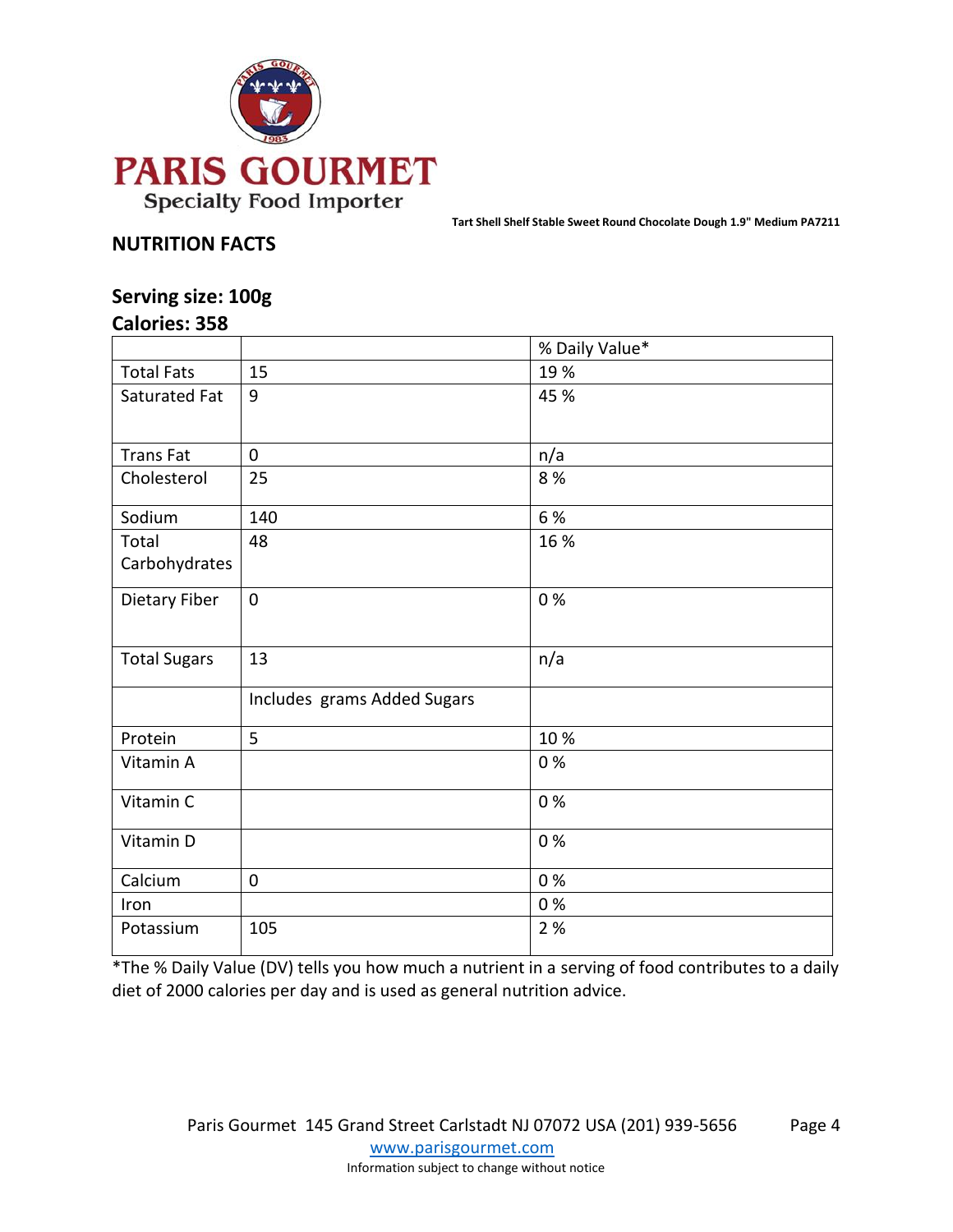# PARIS GOURMET

Specialty Food Importer

**Tart Shell Shelf Stable Sweet Round Chocolate Dough 1.9" Medium PA7211**

## NUTRITION FACTS

### Serving size: 100g
### Calories: 358

| | | % Daily Value* |
|---|---|---|
| Total Fats | 15 | 19 % |
| Saturated Fat | 9 | 45 % |
| Trans Fat | 0 | n/a |
| Cholesterol | 25 | 8 % |
| Sodium | 140 | 6 % |
| Total Carbohydrates | 48 | 16 % |
| Dietary Fiber | 0 | 0 % |
| Total Sugars | 13 | n/a |
| | Includes grams Added Sugars | |
| Protein | 5 | 10 % |
| Vitamin A | | 0 % |
| Vitamin C | | 0 % |
| Vitamin D | | 0 % |
| Calcium | 0 | 0 % |
| Iron | | 0 % |
| Potassium | 105 | 2 % |

*The % Daily Value (DV) tells you how much a nutrient in a serving of food contributes to a daily diet of 2000 calories per day and is used as general nutrition advice.

Paris Gourmet 145 Grand Street Carlstadt NJ 07072 USA (201) 939-5656

www.parisgourmet.com

Information subject to change without notice